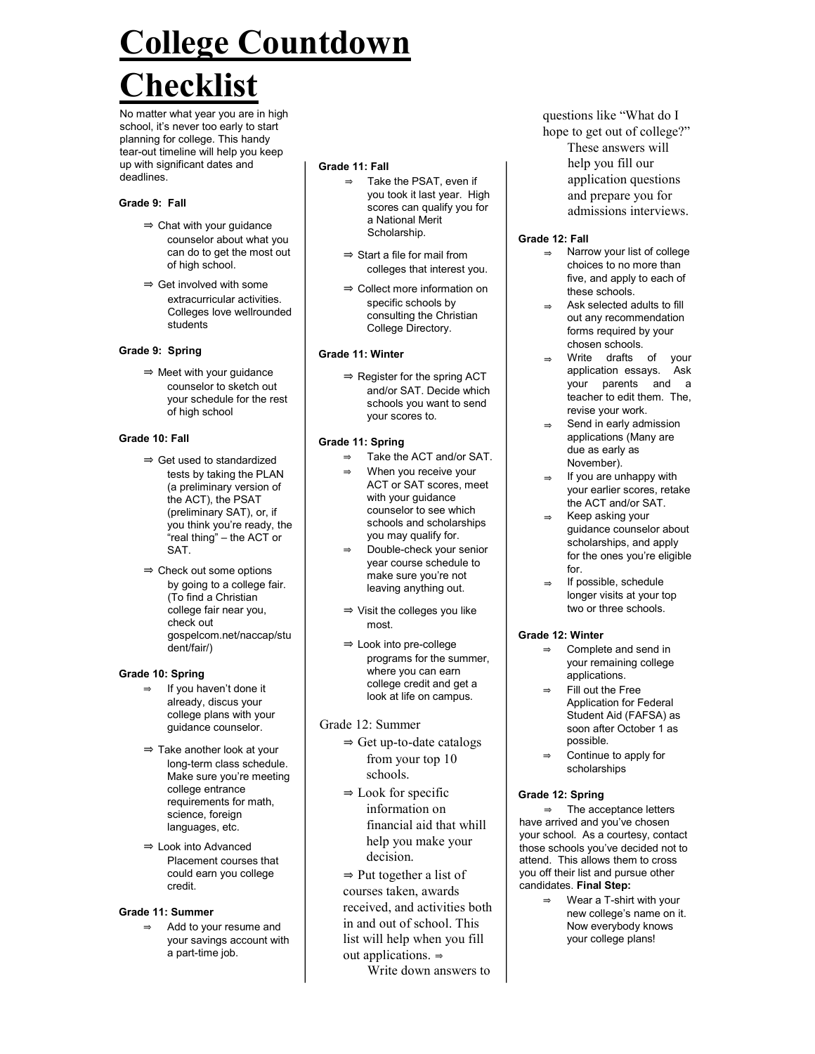# College Countdown Checklist

No matter what year you are in high school, it's never too early to start planning for college. This handy tear-out timeline will help you keep up with significant dates and deadlines.

**Grade 9: Fall**

- ⇒ Chat with your guidance counselor about what you can do to get the most out of high school.
- ⇒ Get involved with some extracurricular activities. Colleges love wellrounded students

**Grade 9: Spring**

- ⇒ Meet with your guidance counselor to sketch out your schedule for the rest of high school

**Grade 10: Fall**

- ⇒ Get used to standardized tests by taking the PLAN (a preliminary version of the ACT), the PSAT (preliminary SAT), or, if you think you're ready, the "real thing" – the ACT or SAT.
- ⇒ Check out some options by going to a college fair. (To find a Christian college fair near you, check out gospelcom.net/naccap/student/fair/)

**Grade 10: Spring**

- ⇒ If you haven't done it already, discus your college plans with your guidance counselor.
- ⇒ Take another look at your long-term class schedule. Make sure you're meeting college entrance requirements for math, science, foreign languages, etc.
- ⇒ Look into Advanced Placement courses that could earn you college credit.

**Grade 11: Summer**

- ⇒ Add to your resume and your savings account with a part-time job.

**Grade 11: Fall**

- ⇒ Take the PSAT, even if you took it last year. High scores can qualify you for a National Merit Scholarship.
- ⇒ Start a file for mail from colleges that interest you.
- ⇒ Collect more information on specific schools by consulting the Christian College Directory.

**Grade 11: Winter**

- ⇒ Register for the spring ACT and/or SAT. Decide which schools you want to send your scores to.

**Grade 11: Spring**

- ⇒ Take the ACT and/or SAT.
- ⇒ When you receive your ACT or SAT scores, meet with your guidance counselor to see which schools and scholarships you may qualify for.
- ⇒ Double-check your senior year course schedule to make sure you're not leaving anything out.
- ⇒ Visit the colleges you like most.
- ⇒ Look into pre-college programs for the summer, where you can earn college credit and get a look at life on campus.

Grade 12: Summer

- ⇒ Get up-to-date catalogs from your top 10 schools.
- ⇒ Look for specific information on financial aid that whill help you make your decision.
- ⇒ Put together a list of courses taken, awards received, and activities both in and out of school. This list will help when you fill out applications.
- ⇒ Write down answers to questions like "What do I hope to get out of college?" These answers will help you fill our application questions and prepare you for admissions interviews.

**Grade 12: Fall**

- ⇒ Narrow your list of college choices to no more than five, and apply to each of these schools.
- ⇒ Ask selected adults to fill out any recommendation forms required by your chosen schools.
- ⇒ Write drafts of your application essays. Ask your parents and a teacher to edit them. The, revise your work.
- ⇒ Send in early admission applications (Many are due as early as November).
- ⇒ If you are unhappy with your earlier scores, retake the ACT and/or SAT.
- ⇒ Keep asking your guidance counselor about scholarships, and apply for the ones you're eligible for.
- ⇒ If possible, schedule longer visits at your top two or three schools.

**Grade 12: Winter**

- ⇒ Complete and send in your remaining college applications.
- ⇒ Fill out the Free Application for Federal Student Aid (FAFSA) as soon after October 1 as possible.
- ⇒ Continue to apply for scholarships

**Grade 12: Spring**

⇒ The acceptance letters have arrived and you've chosen your school. As a courtesy, contact those schools you've decided not to attend. This allows them to cross you off their list and pursue other candidates. **Final Step:**

- ⇒ Wear a T-shirt with your new college's name on it. Now everybody knows your college plans!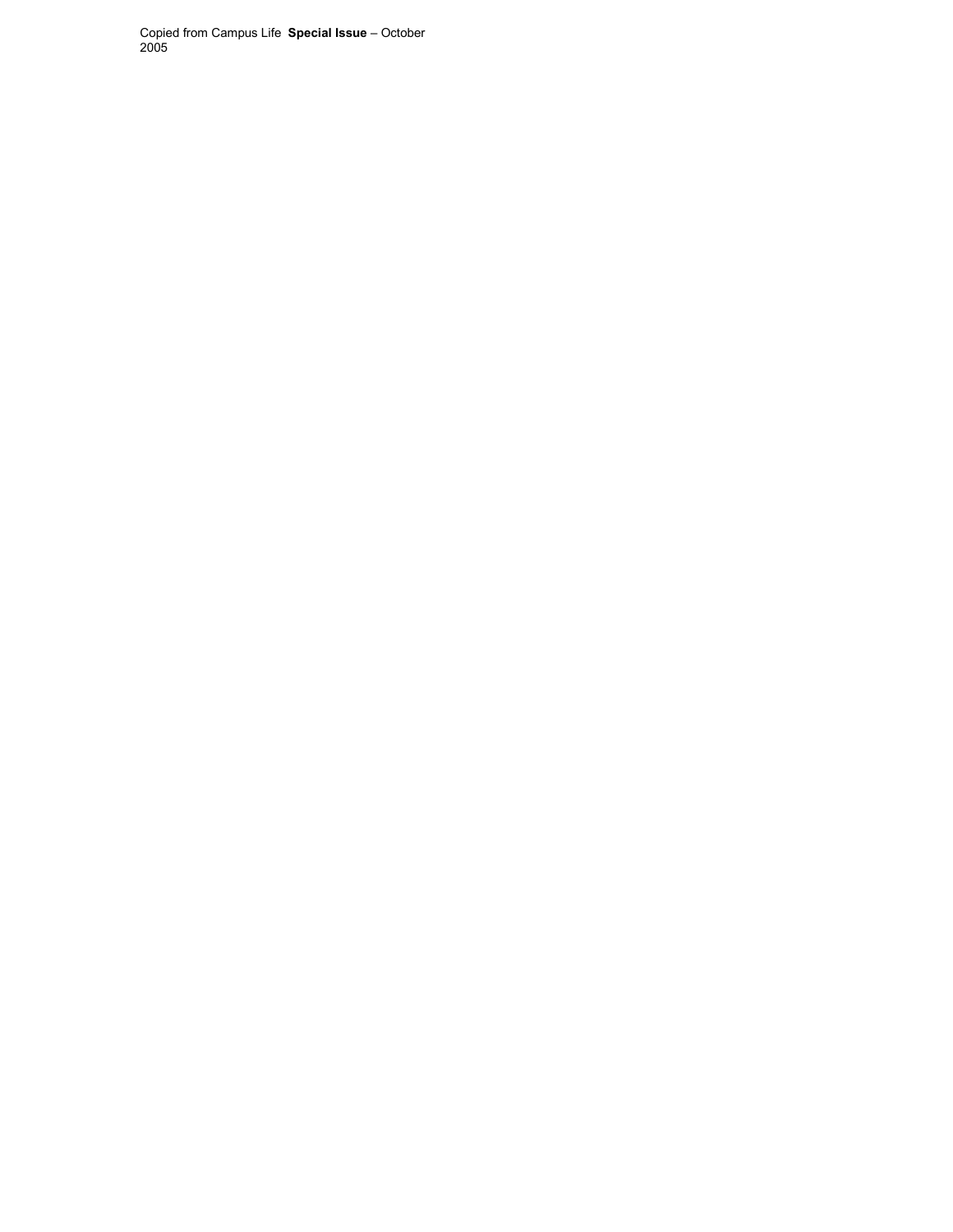Copied from Campus Life **Special Issue** – October 2005